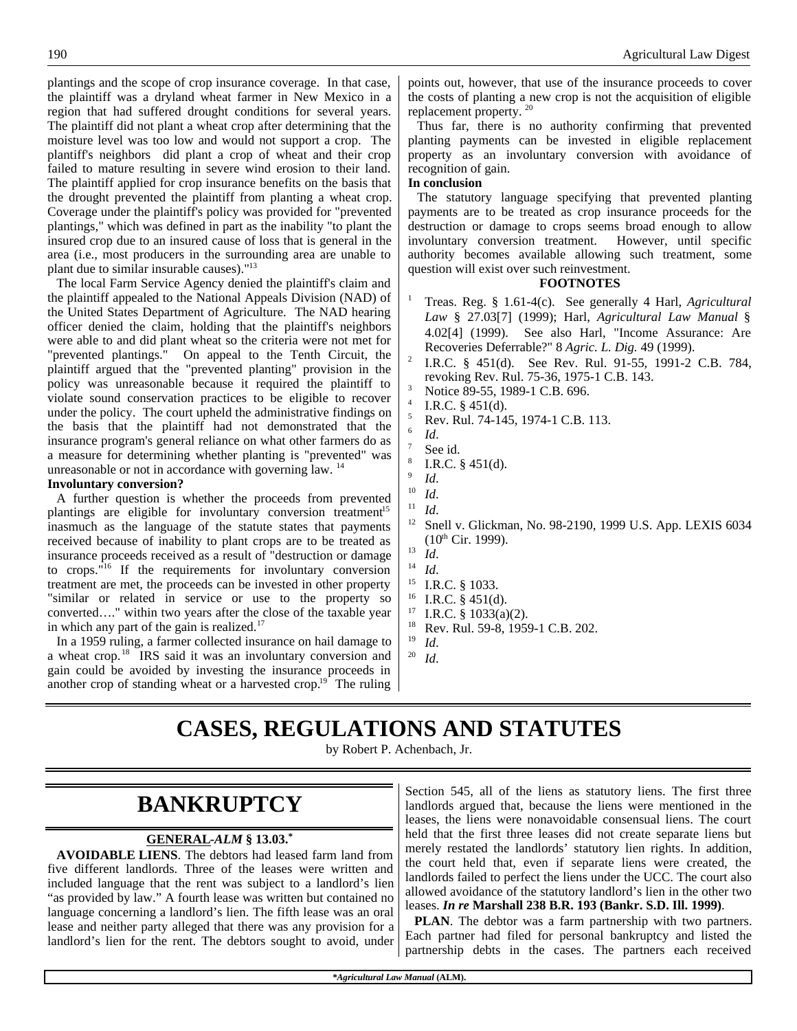plantings and the scope of crop insurance coverage. In that case, the plaintiff was a dryland wheat farmer in New Mexico in a region that had suffered drought conditions for several years. The plaintiff did not plant a wheat crop after determining that the moisture level was too low and would not support a crop. The plantiff's neighbors did plant a crop of wheat and their crop failed to mature resulting in severe wind erosion to their land. The plaintiff applied for crop insurance benefits on the basis that the drought prevented the plaintiff from planting a wheat crop. Coverage under the plaintiff's policy was provided for "prevented plantings," which was defined in part as the inability "to plant the insured crop due to an insured cause of loss that is general in the area (i.e., most producers in the surrounding area are unable to plant due to similar insurable causes)."[13]

The local Farm Service Agency denied the plaintiff's claim and the plaintiff appealed to the National Appeals Division (NAD) of the United States Department of Agriculture. The NAD hearing officer denied the claim, holding that the plaintiff's neighbors were able to and did plant wheat so the criteria were not met for "prevented plantings." On appeal to the Tenth Circuit, the plaintiff argued that the "prevented planting" provision in the policy was unreasonable because it required the plaintiff to violate sound conservation practices to be eligible to recover under the policy. The court upheld the administrative findings on the basis that the plaintiff had not demonstrated that the insurance program's general reliance on what other farmers do as a measure for determining whether planting is "prevented" was unreasonable or not in accordance with governing law. [14]

**Involuntary conversion?**

A further question is whether the proceeds from prevented plantings are eligible for involuntary conversion treatment[15] inasmuch as the language of the statute states that payments received because of inability to plant crops are to be treated as insurance proceeds received as a result of "destruction or damage to crops."[16] If the requirements for involuntary conversion treatment are met, the proceeds can be invested in other property "similar or related in service or use to the property so converted…." within two years after the close of the taxable year in which any part of the gain is realized.[17]

In a 1959 ruling, a farmer collected insurance on hail damage to a wheat crop.[18] IRS said it was an involuntary conversion and gain could be avoided by investing the insurance proceeds in another crop of standing wheat or a harvested crop.[19] The ruling points out, however, that use of the insurance proceeds to cover the costs of planting a new crop is not the acquisition of eligible replacement property. [20]

Thus far, there is no authority confirming that prevented planting payments can be invested in eligible replacement property as an involuntary conversion with avoidance of recognition of gain.

**In conclusion**

The statutory language specifying that prevented planting payments are to be treated as crop insurance proceeds for the destruction or damage to crops seems broad enough to allow involuntary conversion treatment. However, until specific authority becomes available allowing such treatment, some question will exist over such reinvestment.

**FOOTNOTES**

1. Treas. Reg. § 1.61-4(c). See generally 4 Harl, *Agricultural Law* § 27.03[7] (1999); Harl, *Agricultural Law Manual* § 4.02[4] (1999). See also Harl, "Income Assurance: Are Recoveries Deferrable?" 8 *Agric. L. Dig.* 49 (1999).
2. I.R.C. § 451(d). See Rev. Rul. 91-55, 1991-2 C.B. 784, revoking Rev. Rul. 75-36, 1975-1 C.B. 143.
3. Notice 89-55, 1989-1 C.B. 696.
4. I.R.C. § 451(d).
5. Rev. Rul. 74-145, 1974-1 C.B. 113.
6. *Id*.
7. See id.
8. I.R.C. § 451(d).
9. *Id*.
10. *Id*.
11. *Id*.
12. Snell v. Glickman, No. 98-2190, 1999 U.S. App. LEXIS 6034 (10th Cir. 1999).
13. *Id*.
14. *Id*.
15. I.R.C. § 1033.
16. I.R.C. § 451(d).
17. I.R.C. § 1033(a)(2).
18. Rev. Rul. 59-8, 1959-1 C.B. 202.
19. *Id*.
20. *Id*.

# CASES, REGULATIONS AND STATUTES

by Robert P. Achenbach, Jr.

## BANKRUPTCY

### GENERAL -*ALM* § 13.03.*

**AVOIDABLE LIENS**. The debtors had leased farm land from five different landlords. Three of the leases were written and included language that the rent was subject to a landlord's lien "as provided by law." A fourth lease was written but contained no language concerning a landlord's lien. The fifth lease was an oral lease and neither party alleged that there was any provision for a landlord's lien for the rent. The debtors sought to avoid, under Section 545, all of the liens as statutory liens. The first three landlords argued that, because the liens were mentioned in the leases, the liens were nonavoidable consensual liens. The court held that the first three leases did not create separate liens but merely restated the landlords' statutory lien rights. In addition, the court held that, even if separate liens were created, the landlords failed to perfect the liens under the UCC. The court also allowed avoidance of the statutory landlord's lien in the other two leases. ***In re* Marshall 238 B.R. 193 (Bankr. S.D. Ill. 1999)**.

**PLAN**. The debtor was a farm partnership with two partners. Each partner had filed for personal bankruptcy and listed the partnership debts in the cases. The partners each received

**Agricultural Law Manual* (ALM).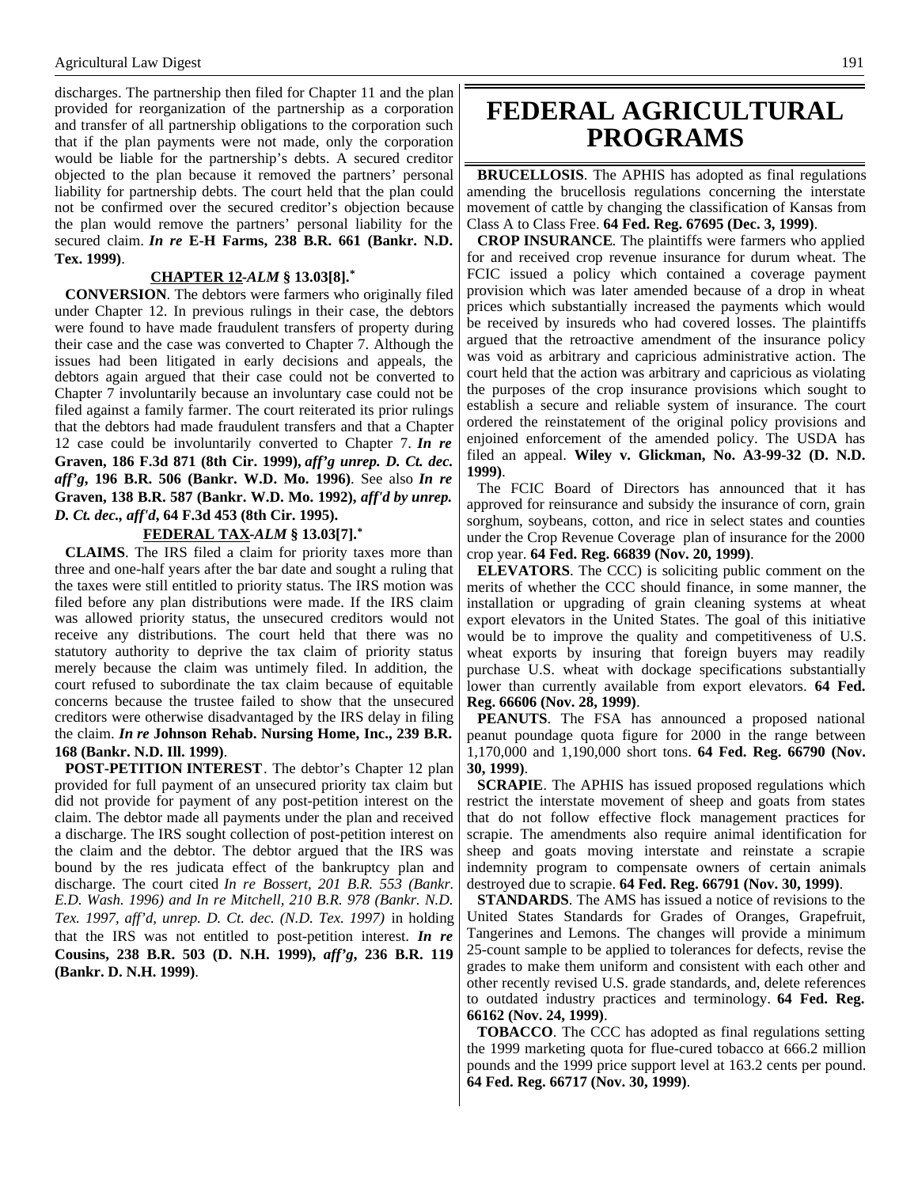discharges. The partnership then filed for Chapter 11 and the plan provided for reorganization of the partnership as a corporation and transfer of all partnership obligations to the corporation such that if the plan payments were not made, only the corporation would be liable for the partnership's debts. A secured creditor objected to the plan because it removed the partners' personal liability for partnership debts. The court held that the plan could not be confirmed over the secured creditor's objection because the plan would remove the partners' personal liability for the secured claim. ***In re* E-H Farms, 238 B.R. 661 (Bankr. N.D. Tex. 1999)**.

### CHAPTER 12-*ALM* § 13.03[8].*

**CONVERSION**. The debtors were farmers who originally filed under Chapter 12. In previous rulings in their case, the debtors were found to have made fraudulent transfers of property during their case and the case was converted to Chapter 7. Although the issues had been litigated in early decisions and appeals, the debtors again argued that their case could not be converted to Chapter 7 involuntarily because an involuntary case could not be filed against a family farmer. The court reiterated its prior rulings that the debtors had made fraudulent transfers and that a Chapter 12 case could be involuntarily converted to Chapter 7. ***In re* Graven, 186 F.3d 871 (8th Cir. 1999), *aff'g unrep. D. Ct. dec. aff'g*, 196 B.R. 506 (Bankr. W.D. Mo. 1996)**. See also ***In re* Graven, 138 B.R. 587 (Bankr. W.D. Mo. 1992), *aff'd by unrep. D. Ct. dec., aff'd*, 64 F.3d 453 (8th Cir. 1995).**

### FEDERAL TAX-*ALM* § 13.03[7].*

**CLAIMS**. The IRS filed a claim for priority taxes more than three and one-half years after the bar date and sought a ruling that the taxes were still entitled to priority status. The IRS motion was filed before any plan distributions were made. If the IRS claim was allowed priority status, the unsecured creditors would not receive any distributions. The court held that there was no statutory authority to deprive the tax claim of priority status merely because the claim was untimely filed. In addition, the court refused to subordinate the tax claim because of equitable concerns because the trustee failed to show that the unsecured creditors were otherwise disadvantaged by the IRS delay in filing the claim. ***In re* Johnson Rehab. Nursing Home, Inc., 239 B.R. 168 (Bankr. N.D. Ill. 1999)**.

**POST-PETITION INTEREST**. The debtor's Chapter 12 plan provided for full payment of an unsecured priority tax claim but did not provide for payment of any post-petition interest on the claim. The debtor made all payments under the plan and received a discharge. The IRS sought collection of post-petition interest on the claim and the debtor. The debtor argued that the IRS was bound by the res judicata effect of the bankruptcy plan and discharge. The court cited *In re Bossert, 201 B.R. 553 (Bankr. E.D. Wash. 1996) and In re Mitchell, 210 B.R. 978 (Bankr. N.D. Tex. 1997, aff'd, unrep. D. Ct. dec. (N.D. Tex. 1997)* in holding that the IRS was not entitled to post-petition interest. ***In re* Cousins, 238 B.R. 503 (D. N.H. 1999), *aff'g*, 236 B.R. 119 (Bankr. D. N.H. 1999)**.

# FEDERAL AGRICULTURAL PROGRAMS

**BRUCELLOSIS**. The APHIS has adopted as final regulations amending the brucellosis regulations concerning the interstate movement of cattle by changing the classification of Kansas from Class A to Class Free. **64 Fed. Reg. 67695 (Dec. 3, 1999)**.

**CROP INSURANCE**. The plaintiffs were farmers who applied for and received crop revenue insurance for durum wheat. The FCIC issued a policy which contained a coverage payment provision which was later amended because of a drop in wheat prices which substantially increased the payments which would be received by insureds who had covered losses. The plaintiffs argued that the retroactive amendment of the insurance policy was void as arbitrary and capricious administrative action. The court held that the action was arbitrary and capricious as violating the purposes of the crop insurance provisions which sought to establish a secure and reliable system of insurance. The court ordered the reinstatement of the original policy provisions and enjoined enforcement of the amended policy. The USDA has filed an appeal. **Wiley v. Glickman, No. A3-99-32 (D. N.D. 1999)**.

The FCIC Board of Directors has announced that it has approved for reinsurance and subsidy the insurance of corn, grain sorghum, soybeans, cotton, and rice in select states and counties under the Crop Revenue Coverage plan of insurance for the 2000 crop year. **64 Fed. Reg. 66839 (Nov. 20, 1999)**.

**ELEVATORS**. The CCC) is soliciting public comment on the merits of whether the CCC should finance, in some manner, the installation or upgrading of grain cleaning systems at wheat export elevators in the United States. The goal of this initiative would be to improve the quality and competitiveness of U.S. wheat exports by insuring that foreign buyers may readily purchase U.S. wheat with dockage specifications substantially lower than currently available from export elevators. **64 Fed. Reg. 66606 (Nov. 28, 1999)**.

**PEANUTS**. The FSA has announced a proposed national peanut poundage quota figure for 2000 in the range between 1,170,000 and 1,190,000 short tons. **64 Fed. Reg. 66790 (Nov. 30, 1999)**.

**SCRAPIE**. The APHIS has issued proposed regulations which restrict the interstate movement of sheep and goats from states that do not follow effective flock management practices for scrapie. The amendments also require animal identification for sheep and goats moving interstate and reinstate a scrapie indemnity program to compensate owners of certain animals destroyed due to scrapie. **64 Fed. Reg. 66791 (Nov. 30, 1999)**.

**STANDARDS**. The AMS has issued a notice of revisions to the United States Standards for Grades of Oranges, Grapefruit, Tangerines and Lemons. The changes will provide a minimum 25-count sample to be applied to tolerances for defects, revise the grades to make them uniform and consistent with each other and other recently revised U.S. grade standards, and, delete references to outdated industry practices and terminology. **64 Fed. Reg. 66162 (Nov. 24, 1999)**.

**TOBACCO**. The CCC has adopted as final regulations setting the 1999 marketing quota for flue-cured tobacco at 666.2 million pounds and the 1999 price support level at 163.2 cents per pound. **64 Fed. Reg. 66717 (Nov. 30, 1999)**.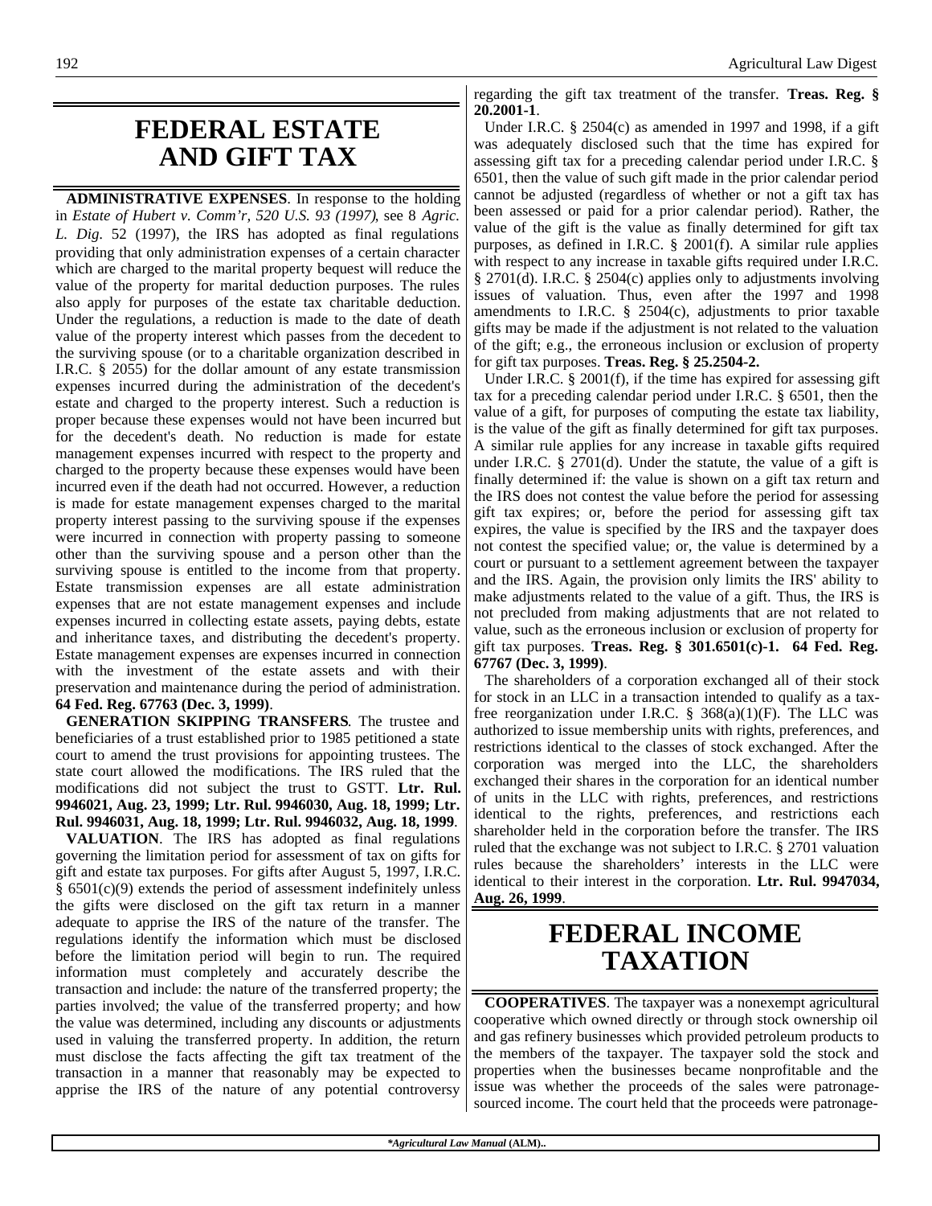# FEDERAL ESTATE AND GIFT TAX

**ADMINISTRATIVE EXPENSES**. In response to the holding in *Estate of Hubert v. Comm'r, 520 U.S. 93 (1997)*, see 8 *Agric. L. Dig.* 52 (1997), the IRS has adopted as final regulations providing that only administration expenses of a certain character which are charged to the marital property bequest will reduce the value of the property for marital deduction purposes. The rules also apply for purposes of the estate tax charitable deduction. Under the regulations, a reduction is made to the date of death value of the property interest which passes from the decedent to the surviving spouse (or to a charitable organization described in I.R.C. § 2055) for the dollar amount of any estate transmission expenses incurred during the administration of the decedent's estate and charged to the property interest. Such a reduction is proper because these expenses would not have been incurred but for the decedent's death. No reduction is made for estate management expenses incurred with respect to the property and charged to the property because these expenses would have been incurred even if the death had not occurred. However, a reduction is made for estate management expenses charged to the marital property interest passing to the surviving spouse if the expenses were incurred in connection with property passing to someone other than the surviving spouse and a person other than the surviving spouse is entitled to the income from that property. Estate transmission expenses are all estate administration expenses that are not estate management expenses and include expenses incurred in collecting estate assets, paying debts, estate and inheritance taxes, and distributing the decedent's property. Estate management expenses are expenses incurred in connection with the investment of the estate assets and with their preservation and maintenance during the period of administration. **64 Fed. Reg. 67763 (Dec. 3, 1999)**.

**GENERATION SKIPPING TRANSFERS**. The trustee and beneficiaries of a trust established prior to 1985 petitioned a state court to amend the trust provisions for appointing trustees. The state court allowed the modifications. The IRS ruled that the modifications did not subject the trust to GSTT. **Ltr. Rul. 9946021, Aug. 23, 1999; Ltr. Rul. 9946030, Aug. 18, 1999; Ltr. Rul. 9946031, Aug. 18, 1999; Ltr. Rul. 9946032, Aug. 18, 1999**.

**VALUATION**. The IRS has adopted as final regulations governing the limitation period for assessment of tax on gifts for gift and estate tax purposes. For gifts after August 5, 1997, I.R.C. § 6501(c)(9) extends the period of assessment indefinitely unless the gifts were disclosed on the gift tax return in a manner adequate to apprise the IRS of the nature of the transfer. The regulations identify the information which must be disclosed before the limitation period will begin to run. The required information must completely and accurately describe the transaction and include: the nature of the transferred property; the parties involved; the value of the transferred property; and how the value was determined, including any discounts or adjustments used in valuing the transferred property. In addition, the return must disclose the facts affecting the gift tax treatment of the transaction in a manner that reasonably may be expected to apprise the IRS of the nature of any potential controversy regarding the gift tax treatment of the transfer. **Treas. Reg. § 20.2001-1**.

Under I.R.C. § 2504(c) as amended in 1997 and 1998, if a gift was adequately disclosed such that the time has expired for assessing gift tax for a preceding calendar period under I.R.C. § 6501, then the value of such gift made in the prior calendar period cannot be adjusted (regardless of whether or not a gift tax has been assessed or paid for a prior calendar period). Rather, the value of the gift is the value as finally determined for gift tax purposes, as defined in I.R.C. § 2001(f). A similar rule applies with respect to any increase in taxable gifts required under I.R.C. § 2701(d). I.R.C. § 2504(c) applies only to adjustments involving issues of valuation. Thus, even after the 1997 and 1998 amendments to I.R.C. § 2504(c), adjustments to prior taxable gifts may be made if the adjustment is not related to the valuation of the gift; e.g., the erroneous inclusion or exclusion of property for gift tax purposes. **Treas. Reg. § 25.2504-2.**

Under I.R.C. § 2001(f), if the time has expired for assessing gift tax for a preceding calendar period under I.R.C. § 6501, then the value of a gift, for purposes of computing the estate tax liability, is the value of the gift as finally determined for gift tax purposes. A similar rule applies for any increase in taxable gifts required under I.R.C. § 2701(d). Under the statute, the value of a gift is finally determined if: the value is shown on a gift tax return and the IRS does not contest the value before the period for assessing gift tax expires; or, before the period for assessing gift tax expires, the value is specified by the IRS and the taxpayer does not contest the specified value; or, the value is determined by a court or pursuant to a settlement agreement between the taxpayer and the IRS. Again, the provision only limits the IRS' ability to make adjustments related to the value of a gift. Thus, the IRS is not precluded from making adjustments that are not related to value, such as the erroneous inclusion or exclusion of property for gift tax purposes. **Treas. Reg. § 301.6501(c)-1. 64 Fed. Reg. 67767 (Dec. 3, 1999)**.

The shareholders of a corporation exchanged all of their stock for stock in an LLC in a transaction intended to qualify as a tax-free reorganization under I.R.C. § 368(a)(1)(F). The LLC was authorized to issue membership units with rights, preferences, and restrictions identical to the classes of stock exchanged. After the corporation was merged into the LLC, the shareholders exchanged their shares in the corporation for an identical number of units in the LLC with rights, preferences, and restrictions identical to the rights, preferences, and restrictions each shareholder held in the corporation before the transfer. The IRS ruled that the exchange was not subject to I.R.C. § 2701 valuation rules because the shareholders' interests in the LLC were identical to their interest in the corporation. **Ltr. Rul. 9947034, Aug. 26, 1999**.

# FEDERAL INCOME TAXATION

**COOPERATIVES**. The taxpayer was a nonexempt agricultural cooperative which owned directly or through stock ownership oil and gas refinery businesses which provided petroleum products to the members of the taxpayer. The taxpayer sold the stock and properties when the businesses became nonprofitable and the issue was whether the proceeds of the sales were patronage-sourced income. The court held that the proceeds were patronage-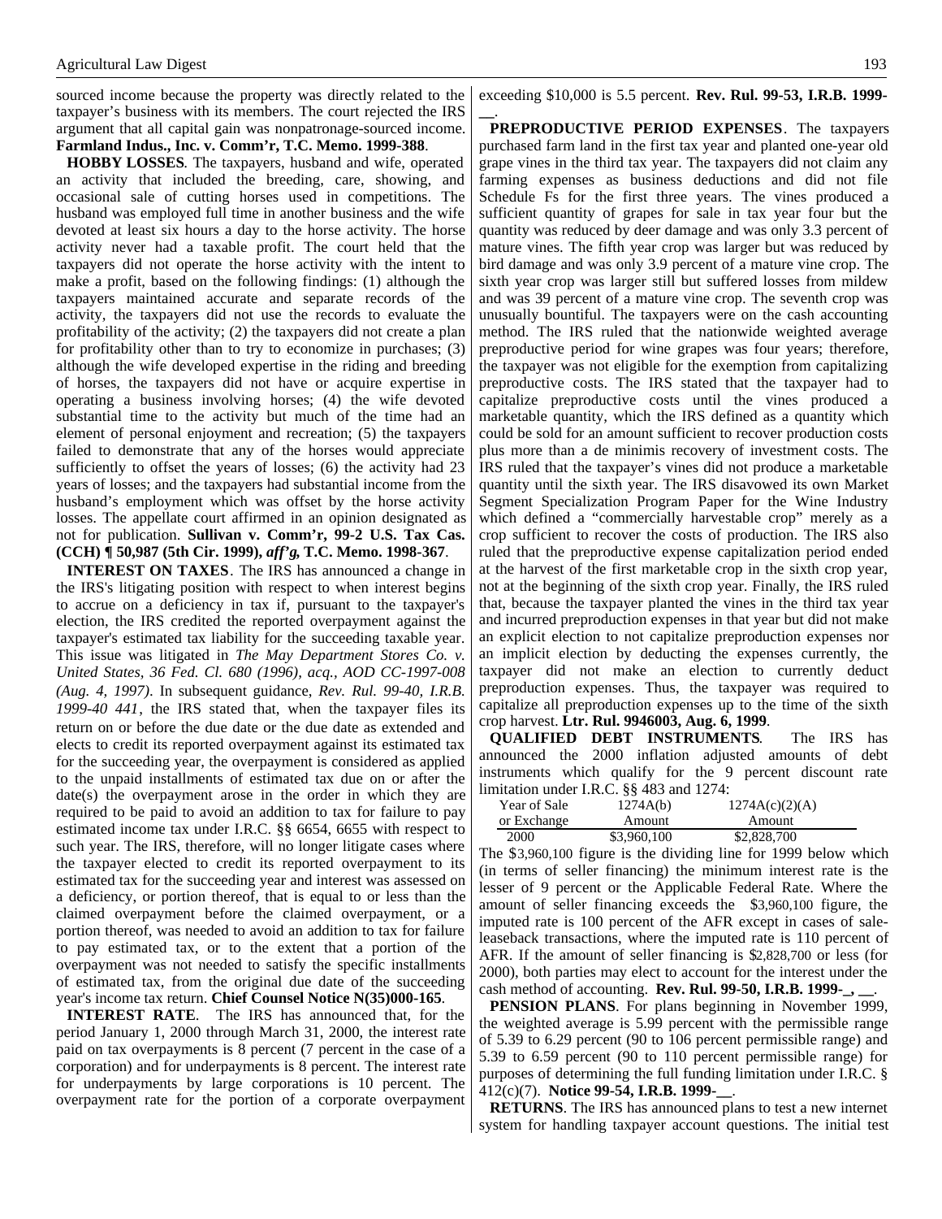sourced income because the property was directly related to the taxpayer's business with its members. The court rejected the IRS argument that all capital gain was nonpatronage-sourced income. **Farmland Indus., Inc. v. Comm'r, T.C. Memo. 1999-388**.

**HOBBY LOSSES**. The taxpayers, husband and wife, operated an activity that included the breeding, care, showing, and occasional sale of cutting horses used in competitions. The husband was employed full time in another business and the wife devoted at least six hours a day to the horse activity. The horse activity never had a taxable profit. The court held that the taxpayers did not operate the horse activity with the intent to make a profit, based on the following findings: (1) although the taxpayers maintained accurate and separate records of the activity, the taxpayers did not use the records to evaluate the profitability of the activity; (2) the taxpayers did not create a plan for profitability other than to try to economize in purchases; (3) although the wife developed expertise in the riding and breeding of horses, the taxpayers did not have or acquire expertise in operating a business involving horses; (4) the wife devoted substantial time to the activity but much of the time had an element of personal enjoyment and recreation; (5) the taxpayers failed to demonstrate that any of the horses would appreciate sufficiently to offset the years of losses; (6) the activity had 23 years of losses; and the taxpayers had substantial income from the husband's employment which was offset by the horse activity losses. The appellate court affirmed in an opinion designated as not for publication. **Sullivan v. Comm'r, 99-2 U.S. Tax Cas. (CCH) ¶ 50,987 (5th Cir. 1999), *aff'g*, T.C. Memo. 1998-367**.

**INTEREST ON TAXES**. The IRS has announced a change in the IRS's litigating position with respect to when interest begins to accrue on a deficiency in tax if, pursuant to the taxpayer's election, the IRS credited the reported overpayment against the taxpayer's estimated tax liability for the succeeding taxable year. This issue was litigated in *The May Department Stores Co. v. United States, 36 Fed. Cl. 680 (1996), acq., AOD CC-1997-008 (Aug. 4, 1997)*. In subsequent guidance, *Rev. Rul. 99-40, I.R.B. 1999-40 441*, the IRS stated that, when the taxpayer files its return on or before the due date or the due date as extended and elects to credit its reported overpayment against its estimated tax for the succeeding year, the overpayment is considered as applied to the unpaid installments of estimated tax due on or after the date(s) the overpayment arose in the order in which they are required to be paid to avoid an addition to tax for failure to pay estimated income tax under I.R.C. §§ 6654, 6655 with respect to such year. The IRS, therefore, will no longer litigate cases where the taxpayer elected to credit its reported overpayment to its estimated tax for the succeeding year and interest was assessed on a deficiency, or portion thereof, that is equal to or less than the claimed overpayment before the claimed overpayment, or a portion thereof, was needed to avoid an addition to tax for failure to pay estimated tax, or to the extent that a portion of the overpayment was not needed to satisfy the specific installments of estimated tax, from the original due date of the succeeding year's income tax return. **Chief Counsel Notice N(35)000-165**.

**INTEREST RATE**. The IRS has announced that, for the period January 1, 2000 through March 31, 2000, the interest rate paid on tax overpayments is 8 percent (7 percent in the case of a corporation) and for underpayments is 8 percent. The interest rate for underpayments by large corporations is 10 percent. The overpayment rate for the portion of a corporate overpayment exceeding $10,000 is 5.5 percent. **Rev. Rul. 99-53, I.R.B. 1999-__**.

**PREPRODUCTIVE PERIOD EXPENSES**. The taxpayers purchased farm land in the first tax year and planted one-year old grape vines in the third tax year. The taxpayers did not claim any farming expenses as business deductions and did not file Schedule Fs for the first three years. The vines produced a sufficient quantity of grapes for sale in tax year four but the quantity was reduced by deer damage and was only 3.3 percent of mature vines. The fifth year crop was larger but was reduced by bird damage and was only 3.9 percent of a mature vine crop. The sixth year crop was larger still but suffered losses from mildew and was 39 percent of a mature vine crop. The seventh crop was unusually bountiful. The taxpayers were on the cash accounting method. The IRS ruled that the nationwide weighted average preproductive period for wine grapes was four years; therefore, the taxpayer was not eligible for the exemption from capitalizing preproductive costs. The IRS stated that the taxpayer had to capitalize preproductive costs until the vines produced a marketable quantity, which the IRS defined as a quantity which could be sold for an amount sufficient to recover production costs plus more than a de minimis recovery of investment costs. The IRS ruled that the taxpayer's vines did not produce a marketable quantity until the sixth year. The IRS disavowed its own Market Segment Specialization Program Paper for the Wine Industry which defined a "commercially harvestable crop" merely as a crop sufficient to recover the costs of production. The IRS also ruled that the preproductive expense capitalization period ended at the harvest of the first marketable crop in the sixth crop year, not at the beginning of the sixth crop year. Finally, the IRS ruled that, because the taxpayer planted the vines in the third tax year and incurred preproduction expenses in that year but did not make an explicit election to not capitalize preproduction expenses nor an implicit election by deducting the expenses currently, the taxpayer did not make an election to currently deduct preproduction expenses. Thus, the taxpayer was required to capitalize all preproduction expenses up to the time of the sixth crop harvest. **Ltr. Rul. 9946003, Aug. 6, 1999**.

**QUALIFIED DEBT INSTRUMENTS**. The IRS has announced the 2000 inflation adjusted amounts of debt instruments which qualify for the 9 percent discount rate limitation under I.R.C. §§ 483 and 1274:

| Year of Sale or Exchange | 1274A(b) Amount | 1274A(c)(2)(A) Amount |
|---|---|---|
| 2000 | $3,960,100 | $2,828,700 |

The $3,960,100 figure is the dividing line for 1999 below which (in terms of seller financing) the minimum interest rate is the lesser of 9 percent or the Applicable Federal Rate. Where the amount of seller financing exceeds the $3,960,100 figure, the imputed rate is 100 percent of the AFR except in cases of sale-leaseback transactions, where the imputed rate is 110 percent of AFR. If the amount of seller financing is $2,828,700 or less (for 2000), both parties may elect to account for the interest under the cash method of accounting. **Rev. Rul. 99-50, I.R.B. 1999-_, __**.

**PENSION PLANS**. For plans beginning in November 1999, the weighted average is 5.99 percent with the permissible range of 5.39 to 6.29 percent (90 to 106 percent permissible range) and 5.39 to 6.59 percent (90 to 110 percent permissible range) for purposes of determining the full funding limitation under I.R.C. § 412(c)(7). **Notice 99-54, I.R.B. 1999-__**.

**RETURNS**. The IRS has announced plans to test a new internet system for handling taxpayer account questions. The initial test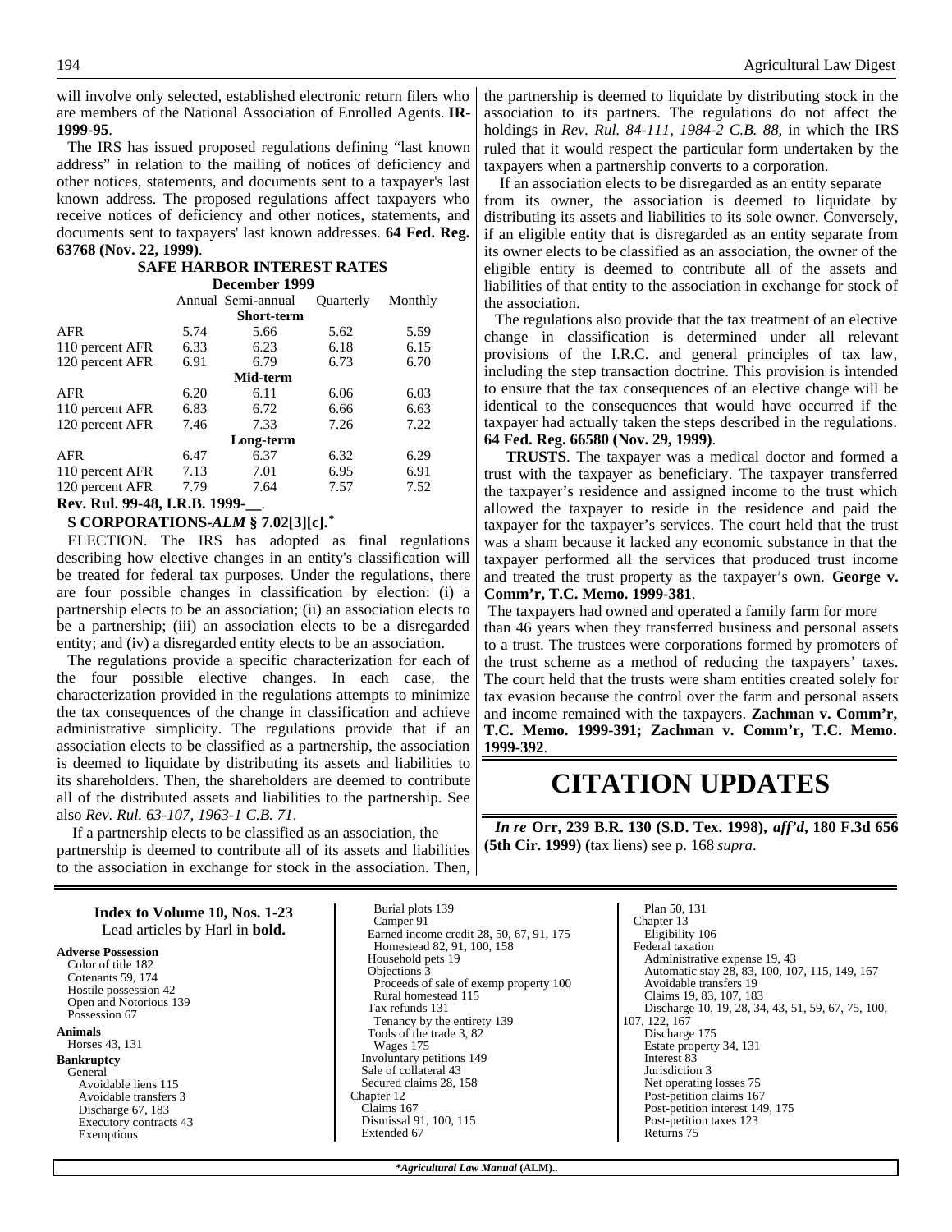will involve only selected, established electronic return filers who are members of the National Association of Enrolled Agents. **IR-1999-95**.

The IRS has issued proposed regulations defining "last known address" in relation to the mailing of notices of deficiency and other notices, statements, and documents sent to a taxpayer's last known address. The proposed regulations affect taxpayers who receive notices of deficiency and other notices, statements, and documents sent to taxpayers' last known addresses. **64 Fed. Reg. 63768 (Nov. 22, 1999)**.

**SAFE HARBOR INTEREST RATES**
**December 1999**

| | Annual | Semi-annual | Quarterly | Monthly |
|---|---|---|---|---|
| | | **Short-term** | | |
| AFR | 5.74 | 5.66 | 5.62 | 5.59 |
| 110 percent AFR | 6.33 | 6.23 | 6.18 | 6.15 |
| 120 percent AFR | 6.91 | 6.79 | 6.73 | 6.70 |
| | | **Mid-term** | | |
| AFR | 6.20 | 6.11 | 6.06 | 6.03 |
| 110 percent AFR | 6.83 | 6.72 | 6.66 | 6.63 |
| 120 percent AFR | 7.46 | 7.33 | 7.26 | 7.22 |
| | | **Long-term** | | |
| AFR | 6.47 | 6.37 | 6.32 | 6.29 |
| 110 percent AFR | 7.13 | 7.01 | 6.95 | 6.91 |
| 120 percent AFR | 7.79 | 7.64 | 7.57 | 7.52 |

**Rev. Rul. 99-48, I.R.B. 1999-__**.

**S CORPORATIONS-*ALM* § 7.02[3][c].***

ELECTION. The IRS has adopted as final regulations describing how elective changes in an entity's classification will be treated for federal tax purposes. Under the regulations, there are four possible changes in classification by election: (i) a partnership elects to be an association; (ii) an association elects to be a partnership; (iii) an association elects to be a disregarded entity; and (iv) a disregarded entity elects to be an association.

The regulations provide a specific characterization for each of the four possible elective changes. In each case, the characterization provided in the regulations attempts to minimize the tax consequences of the change in classification and achieve administrative simplicity. The regulations provide that if an association elects to be classified as a partnership, the association is deemed to liquidate by distributing its assets and liabilities to its shareholders. Then, the shareholders are deemed to contribute all of the distributed assets and liabilities to the partnership. See also *Rev. Rul. 63-107, 1963-1 C.B. 71*.

If a partnership elects to be classified as an association, the partnership is deemed to contribute all of its assets and liabilities to the association in exchange for stock in the association. Then, the partnership is deemed to liquidate by distributing stock in the association to its partners. The regulations do not affect the holdings in *Rev. Rul. 84-111, 1984-2 C.B. 88*, in which the IRS ruled that it would respect the particular form undertaken by the taxpayers when a partnership converts to a corporation.

If an association elects to be disregarded as an entity separate from its owner, the association is deemed to liquidate by distributing its assets and liabilities to its sole owner. Conversely, if an eligible entity that is disregarded as an entity separate from its owner elects to be classified as an association, the owner of the eligible entity is deemed to contribute all of the assets and liabilities of that entity to the association in exchange for stock of the association.

The regulations also provide that the tax treatment of an elective change in classification is determined under all relevant provisions of the I.R.C. and general principles of tax law, including the step transaction doctrine. This provision is intended to ensure that the tax consequences of an elective change will be identical to the consequences that would have occurred if the taxpayer had actually taken the steps described in the regulations. **64 Fed. Reg. 66580 (Nov. 29, 1999)**.

**TRUSTS**. The taxpayer was a medical doctor and formed a trust with the taxpayer as beneficiary. The taxpayer transferred the taxpayer's residence and assigned income to the trust which allowed the taxpayer to reside in the residence and paid the taxpayer for the taxpayer's services. The court held that the trust was a sham because it lacked any economic substance in that the taxpayer performed all the services that produced trust income and treated the trust property as the taxpayer's own. **George v. Comm'r, T.C. Memo. 1999-381**.

The taxpayers had owned and operated a family farm for more than 46 years when they transferred business and personal assets to a trust. The trustees were corporations formed by promoters of the trust scheme as a method of reducing the taxpayers' taxes. The court held that the trusts were sham entities created solely for tax evasion because the control over the farm and personal assets and income remained with the taxpayers. **Zachman v. Comm'r, T.C. Memo. 1999-391; Zachman v. Comm'r, T.C. Memo. 1999-392**.

# CITATION UPDATES

***In re* Orr, 239 B.R. 130 (S.D. Tex. 1998), *aff'd*, 180 F.3d 656 (5th Cir. 1999)** (tax liens) see p. 168 *supra*.

**Index to Volume 10, Nos. 1-23**
Lead articles by Harl in **bold.**

**Adverse Possession**
Color of title 182
Cotenants 59, 174
Hostile possession 42
Open and Notorious 139
Possession 67

**Animals**
Horses 43, 131

**Bankruptcy**
General
Avoidable liens 115
Avoidable transfers 3
Discharge 67, 183
Executory contracts 43
Exemptions
Burial plots 139
Camper 91
Earned income credit 28, 50, 67, 91, 175
Homestead 82, 91, 100, 158
Household pets 19
Objections 3
Proceeds of sale of exemp property 100
Rural homestead 115
Tax refunds 131
Tenancy by the entirety 139
Tools of the trade 3, 82
Wages 175
Involuntary petitions 149
Sale of collateral 43
Secured claims 28, 158
Chapter 12
Claims 167
Dismissal 91, 100, 115
Extended 67
Plan 50, 131
Chapter 13
Eligibility 106
Federal taxation
Administrative expense 19, 43
Automatic stay 28, 83, 100, 107, 115, 149, 167
Avoidable transfers 19
Claims 19, 83, 107, 183
Discharge 10, 19, 28, 34, 43, 51, 59, 67, 75, 100, 107, 122, 167
Discharge 175
Estate property 34, 131
Interest 83
Jurisdiction 3
Net operating losses 75
Post-petition claims 167
Post-petition interest 149, 175
Post-petition taxes 123
Returns 75

**Agricultural Law Manual* (ALM)..